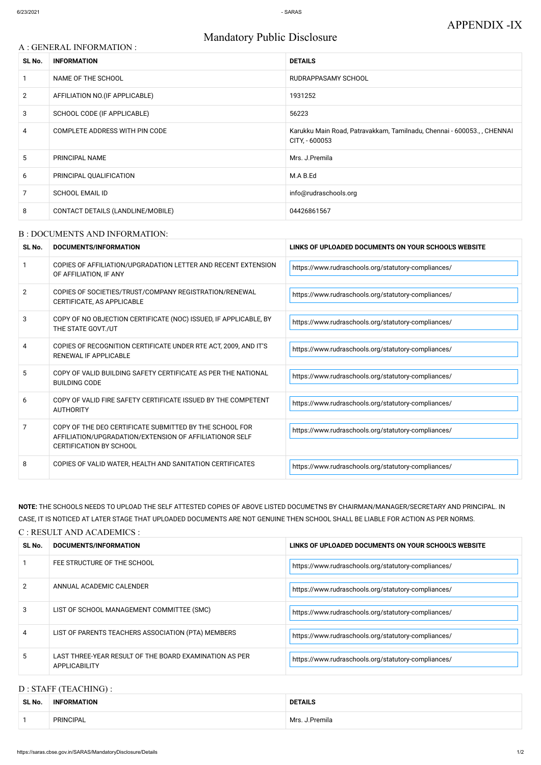APPENDIX -IX

# Mandatory Public Disclosure

## A : GENERAL INFORMATION :

| SL No. | INFORMATION | DETAILS |
|---|---|---|
| 1 | NAME OF THE SCHOOL | RUDRAPPASAMY SCHOOL |
| 2 | AFFILIATION NO.(IF APPLICABLE) | 1931252 |
| 3 | SCHOOL CODE (IF APPLICABLE) | 56223 |
| 4 | COMPLETE ADDRESS WITH PIN CODE | Karukku Main Road, Patravakkam, Tamilnadu, Chennai - 600053., , CHENNAI CITY, - 600053 |
| 5 | PRINCIPAL NAME | Mrs. J.Premila |
| 6 | PRINCIPAL QUALIFICATION | M.A B.Ed |
| 7 | SCHOOL EMAIL ID | info@rudraschools.org |
| 8 | CONTACT DETAILS (LANDLINE/MOBILE) | 04426861567 |

## B : DOCUMENTS AND INFORMATION:

| SL No. | DOCUMENTS/INFORMATION | LINKS OF UPLOADED DOCUMENTS ON YOUR SCHOOL'S WEBSITE |
|---|---|---|
| 1 | COPIES OF AFFILIATION/UPGRADATION LETTER AND RECENT EXTENSION OF AFFILIATION, IF ANY | https://www.rudraschools.org/statutory-compliances/ |
| 2 | COPIES OF SOCIETIES/TRUST/COMPANY REGISTRATION/RENEWAL CERTIFICATE, AS APPLICABLE | https://www.rudraschools.org/statutory-compliances/ |
| 3 | COPY OF NO OBJECTION CERTIFICATE (NOC) ISSUED, IF APPLICABLE, BY THE STATE GOVT./UT | https://www.rudraschools.org/statutory-compliances/ |
| 4 | COPIES OF RECOGNITION CERTIFICATE UNDER RTE ACT, 2009, AND IT'S RENEWAL IF APPLICABLE | https://www.rudraschools.org/statutory-compliances/ |
| 5 | COPY OF VALID BUILDING SAFETY CERTIFICATE AS PER THE NATIONAL BUILDING CODE | https://www.rudraschools.org/statutory-compliances/ |
| 6 | COPY OF VALID FIRE SAFETY CERTIFICATE ISSUED BY THE COMPETENT AUTHORITY | https://www.rudraschools.org/statutory-compliances/ |
| 7 | COPY OF THE DEO CERTIFICATE SUBMITTED BY THE SCHOOL FOR AFFILIATION/UPGRADATION/EXTENSION OF AFFILIATIONOR SELF CERTIFICATION BY SCHOOL | https://www.rudraschools.org/statutory-compliances/ |
| 8 | COPIES OF VALID WATER, HEALTH AND SANITATION CERTIFICATES | https://www.rudraschools.org/statutory-compliances/ |

**NOTE:** THE SCHOOLS NEEDS TO UPLOAD THE SELF ATTESTED COPIES OF ABOVE LISTED DOCUMETNS BY CHAIRMAN/MANAGER/SECRETARY AND PRINCIPAL. IN CASE, IT IS NOTICED AT LATER STAGE THAT UPLOADED DOCUMENTS ARE NOT GENUINE THEN SCHOOL SHALL BE LIABLE FOR ACTION AS PER NORMS.

## C : RESULT AND ACADEMICS :

| SL No. | DOCUMENTS/INFORMATION | LINKS OF UPLOADED DOCUMENTS ON YOUR SCHOOL'S WEBSITE |
|---|---|---|
| 1 | FEE STRUCTURE OF THE SCHOOL | https://www.rudraschools.org/statutory-compliances/ |
| 2 | ANNUAL ACADEMIC CALENDER | https://www.rudraschools.org/statutory-compliances/ |
| 3 | LIST OF SCHOOL MANAGEMENT COMMITTEE (SMC) | https://www.rudraschools.org/statutory-compliances/ |
| 4 | LIST OF PARENTS TEACHERS ASSOCIATION (PTA) MEMBERS | https://www.rudraschools.org/statutory-compliances/ |
| 5 | LAST THREE-YEAR RESULT OF THE BOARD EXAMINATION AS PER APPLICABILITY | https://www.rudraschools.org/statutory-compliances/ |

## D : STAFF (TEACHING) :

| SL No. | INFORMATION | DETAILS |
|---|---|---|
| 1 | PRINCIPAL | Mrs. J.Premila |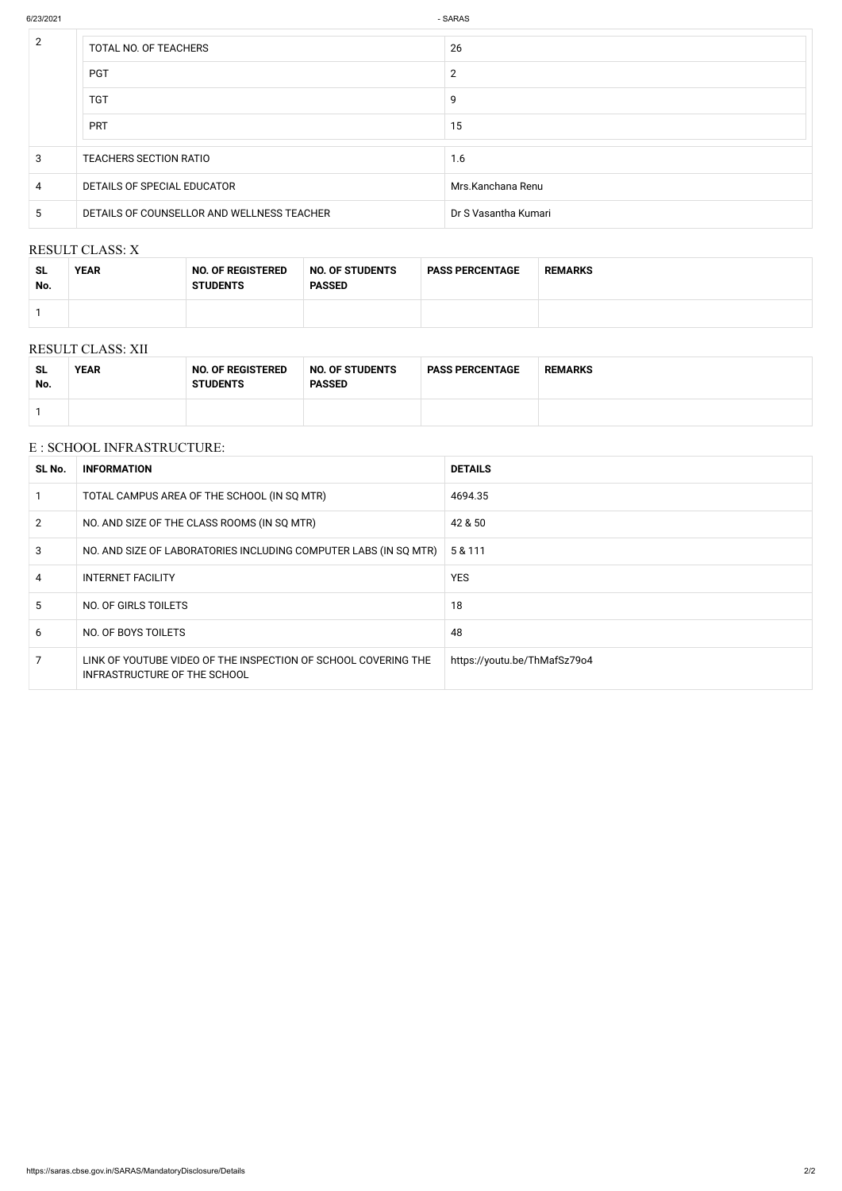| | | |
|---|---|---|
| 2 | TOTAL NO. OF TEACHERS | 26 |
| | PGT | 2 |
| | TGT | 9 |
| | PRT | 15 |
| 3 | TEACHERS SECTION RATIO | 1.6 |
| 4 | DETAILS OF SPECIAL EDUCATOR | Mrs.Kanchana Renu |
| 5 | DETAILS OF COUNSELLOR AND WELLNESS TEACHER | Dr S Vasantha Kumari |

## RESULT CLASS: X

| SL No. | YEAR | NO. OF REGISTERED STUDENTS | NO. OF STUDENTS PASSED | PASS PERCENTAGE | REMARKS |
|---|---|---|---|---|---|
| 1 | | | | | |

## RESULT CLASS: XII

| SL No. | YEAR | NO. OF REGISTERED STUDENTS | NO. OF STUDENTS PASSED | PASS PERCENTAGE | REMARKS |
|---|---|---|---|---|---|
| 1 | | | | | |

## E : SCHOOL INFRASTRUCTURE:

| SL No. | INFORMATION | DETAILS |
|---|---|---|
| 1 | TOTAL CAMPUS AREA OF THE SCHOOL (IN SQ MTR) | 4694.35 |
| 2 | NO. AND SIZE OF THE CLASS ROOMS (IN SQ MTR) | 42 & 50 |
| 3 | NO. AND SIZE OF LABORATORIES INCLUDING COMPUTER LABS (IN SQ MTR) | 5 & 111 |
| 4 | INTERNET FACILITY | YES |
| 5 | NO. OF GIRLS TOILETS | 18 |
| 6 | NO. OF BOYS TOILETS | 48 |
| 7 | LINK OF YOUTUBE VIDEO OF THE INSPECTION OF SCHOOL COVERING THE INFRASTRUCTURE OF THE SCHOOL | https://youtu.be/ThMafSz79o4 |